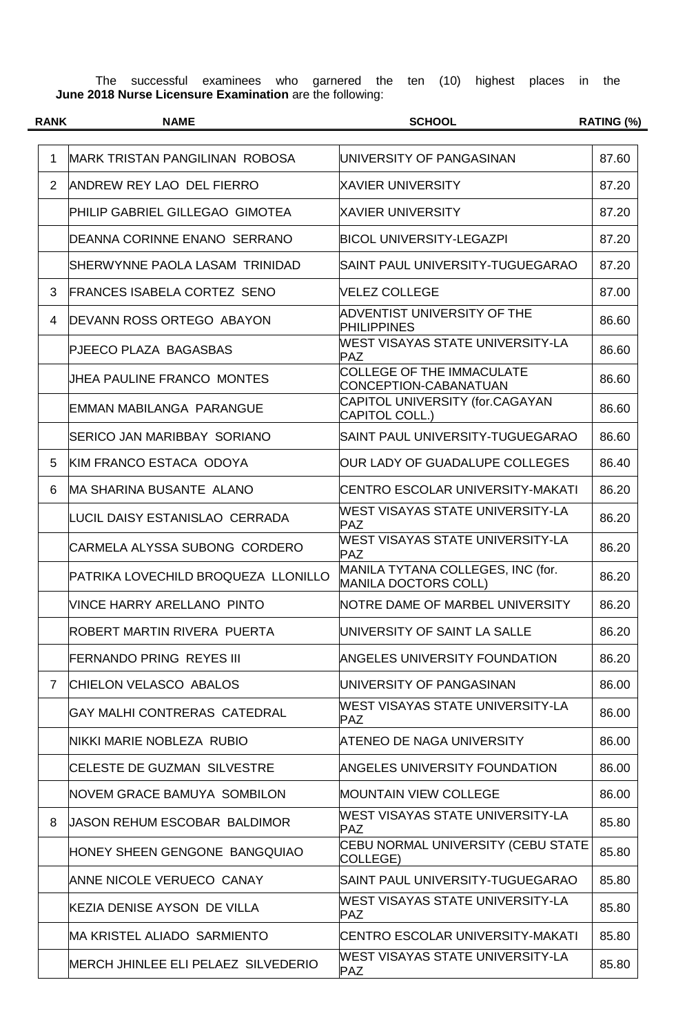The successful examinees who garnered the ten (10) highest places in the **June 2018 Nurse Licensure Examination** are the following:

| RANK | NAME | SCHOOL | RATING (%) |
|---|---|---|---|
| 1 | MARK TRISTAN PANGILINAN ROBOSA | UNIVERSITY OF PANGASINAN | 87.60 |
| 2 | ANDREW REY LAO DEL FIERRO | XAVIER UNIVERSITY | 87.20 |
| | PHILIP GABRIEL GILLEGAO GIMOTEA | XAVIER UNIVERSITY | 87.20 |
| | DEANNA CORINNE ENANO SERRANO | BICOL UNIVERSITY-LEGAZPI | 87.20 |
| | SHERWYNNE PAOLA LASAM TRINIDAD | SAINT PAUL UNIVERSITY-TUGUEGARAO | 87.20 |
| 3 | FRANCES ISABELA CORTEZ SENO | VELEZ COLLEGE | 87.00 |
| 4 | DEVANN ROSS ORTEGO ABAYON | ADVENTIST UNIVERSITY OF THE PHILIPPINES | 86.60 |
| | PJEECO PLAZA BAGASBAS | WEST VISAYAS STATE UNIVERSITY-LA PAZ | 86.60 |
| | JHEA PAULINE FRANCO MONTES | COLLEGE OF THE IMMACULATE CONCEPTION-CABANATUAN | 86.60 |
| | EMMAN MABILANGA PARANGUE | CAPITOL UNIVERSITY (for.CAGAYAN CAPITOL COLL.) | 86.60 |
| | SERICO JAN MARIBBAY SORIANO | SAINT PAUL UNIVERSITY-TUGUEGARAO | 86.60 |
| 5 | KIM FRANCO ESTACA ODOYA | OUR LADY OF GUADALUPE COLLEGES | 86.40 |
| 6 | MA SHARINA BUSANTE ALANO | CENTRO ESCOLAR UNIVERSITY-MAKATI | 86.20 |
| | LUCIL DAISY ESTANISLAO CERRADA | WEST VISAYAS STATE UNIVERSITY-LA PAZ | 86.20 |
| | CARMELA ALYSSA SUBONG CORDERO | WEST VISAYAS STATE UNIVERSITY-LA PAZ | 86.20 |
| | PATRIKA LOVECHILD BROQUEZA LLONILLO | MANILA TYTANA COLLEGES, INC (for. MANILA DOCTORS COLL) | 86.20 |
| | VINCE HARRY ARELLANO PINTO | NOTRE DAME OF MARBEL UNIVERSITY | 86.20 |
| | ROBERT MARTIN RIVERA PUERTA | UNIVERSITY OF SAINT LA SALLE | 86.20 |
| | FERNANDO PRING REYES III | ANGELES UNIVERSITY FOUNDATION | 86.20 |
| 7 | CHIELON VELASCO ABALOS | UNIVERSITY OF PANGASINAN | 86.00 |
| | GAY MALHI CONTRERAS CATEDRAL | WEST VISAYAS STATE UNIVERSITY-LA PAZ | 86.00 |
| | NIKKI MARIE NOBLEZA RUBIO | ATENEO DE NAGA UNIVERSITY | 86.00 |
| | CELESTE DE GUZMAN SILVESTRE | ANGELES UNIVERSITY FOUNDATION | 86.00 |
| | NOVEM GRACE BAMUYA SOMBILON | MOUNTAIN VIEW COLLEGE | 86.00 |
| 8 | JASON REHUM ESCOBAR BALDIMOR | WEST VISAYAS STATE UNIVERSITY-LA PAZ | 85.80 |
| | HONEY SHEEN GENGONE BANGQUIAO | CEBU NORMAL UNIVERSITY (CEBU STATE COLLEGE) | 85.80 |
| | ANNE NICOLE VERUECO CANAY | SAINT PAUL UNIVERSITY-TUGUEGARAO | 85.80 |
| | KEZIA DENISE AYSON DE VILLA | WEST VISAYAS STATE UNIVERSITY-LA PAZ | 85.80 |
| | MA KRISTEL ALIADO SARMIENTO | CENTRO ESCOLAR UNIVERSITY-MAKATI | 85.80 |
| | MERCH JHINLEE ELI PELAEZ SILVEDERIO | WEST VISAYAS STATE UNIVERSITY-LA PAZ | 85.80 |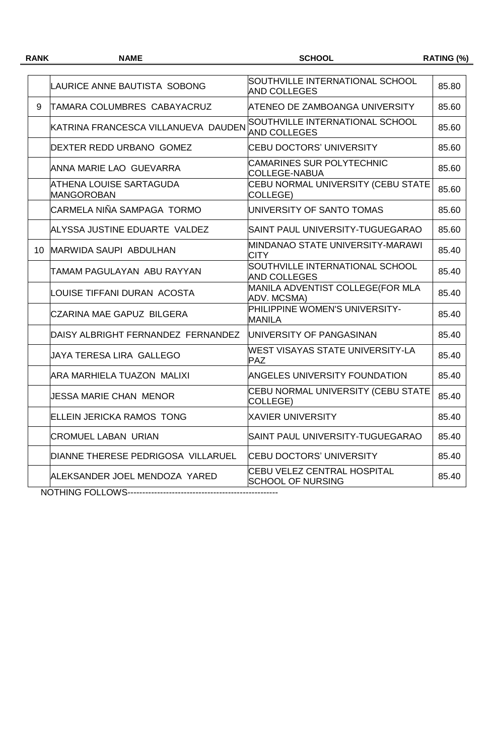| RANK | NAME | SCHOOL | RATING (%) |
|---|---|---|---|
| | LAURICE ANNE BAUTISTA SOBONG | SOUTHVILLE INTERNATIONAL SCHOOL AND COLLEGES | 85.80 |
| 9 | TAMARA COLUMBRES CABAYACRUZ | ATENEO DE ZAMBOANGA UNIVERSITY | 85.60 |
| | KATRINA FRANCESCA VILLANUEVA DAUDEN | SOUTHVILLE INTERNATIONAL SCHOOL AND COLLEGES | 85.60 |
| | DEXTER REDD URBANO GOMEZ | CEBU DOCTORS' UNIVERSITY | 85.60 |
| | ANNA MARIE LAO GUEVARRA | CAMARINES SUR POLYTECHNIC COLLEGE-NABUA | 85.60 |
| | ATHENA LOUISE SARTAGUDA MANGOROBAN | CEBU NORMAL UNIVERSITY (CEBU STATE COLLEGE) | 85.60 |
| | CARMELA NIÑA SAMPAGA TORMO | UNIVERSITY OF SANTO TOMAS | 85.60 |
| | ALYSSA JUSTINE EDUARTE VALDEZ | SAINT PAUL UNIVERSITY-TUGUEGARAO | 85.60 |
| 10 | MARWIDA SAUPI ABDULHAN | MINDANAO STATE UNIVERSITY-MARAWI CITY | 85.40 |
| | TAMAM PAGULAYAN ABU RAYYAN | SOUTHVILLE INTERNATIONAL SCHOOL AND COLLEGES | 85.40 |
| | LOUISE TIFFANI DURAN ACOSTA | MANILA ADVENTIST COLLEGE(FOR MLA ADV. MCSMA) | 85.40 |
| | CZARINA MAE GAPUZ BILGERA | PHILIPPINE WOMEN'S UNIVERSITY-MANILA | 85.40 |
| | DAISY ALBRIGHT FERNANDEZ FERNANDEZ | UNIVERSITY OF PANGASINAN | 85.40 |
| | JAYA TERESA LIRA GALLEGO | WEST VISAYAS STATE UNIVERSITY-LA PAZ | 85.40 |
| | ARA MARHIELA TUAZON MALIXI | ANGELES UNIVERSITY FOUNDATION | 85.40 |
| | JESSA MARIE CHAN MENOR | CEBU NORMAL UNIVERSITY (CEBU STATE COLLEGE) | 85.40 |
| | ELLEIN JERICKA RAMOS TONG | XAVIER UNIVERSITY | 85.40 |
| | CROMUEL LABAN URIAN | SAINT PAUL UNIVERSITY-TUGUEGARAO | 85.40 |
| | DIANNE THERESE PEDRIGOSA VILLARUEL | CEBU DOCTORS' UNIVERSITY | 85.40 |
| | ALEKSANDER JOEL MENDOZA YARED | CEBU VELEZ CENTRAL HOSPITAL SCHOOL OF NURSING | 85.40 |

NOTHING FOLLOWS----------------------------------------------------